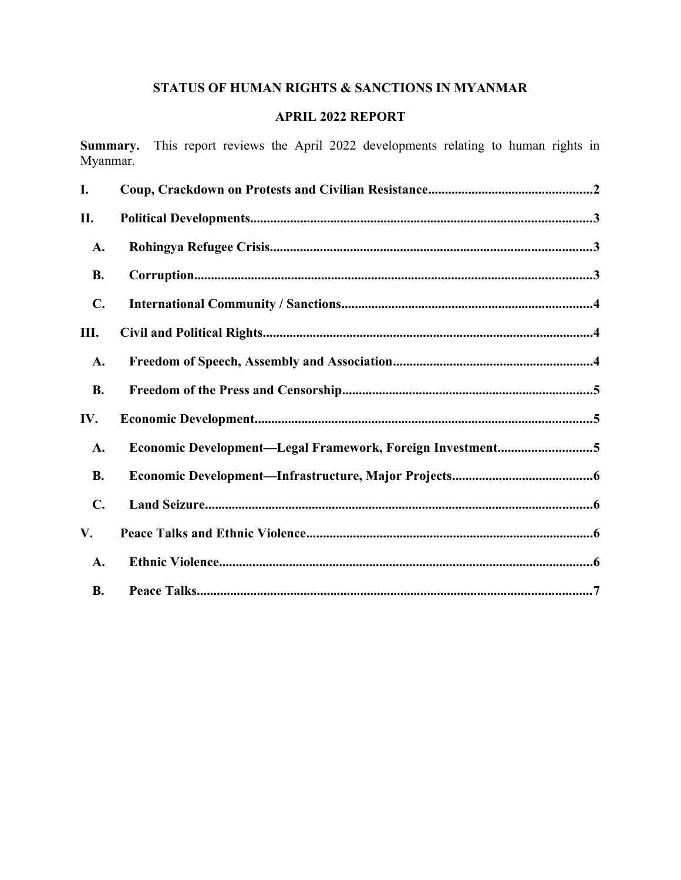# STATUS OF HUMAN RIGHTS & SANCTIONS IN MYANMAR

## APRIL 2022 REPORT

**Summary.** This report reviews the April 2022 developments relating to human rights in Myanmar.

**I. Coup, Crackdown on Protests and Civilian Resistance** .......... 2

**II. Political Developments** .......... 3

- **A. Rohingya Refugee Crisis** .......... 3
- **B. Corruption** .......... 3
- **C. International Community / Sanctions** .......... 4

**III. Civil and Political Rights** .......... 4

- **A. Freedom of Speech, Assembly and Association** .......... 4
- **B. Freedom of the Press and Censorship** .......... 5

**IV. Economic Development** .......... 5

- **A. Economic Development—Legal Framework, Foreign Investment** .......... 5
- **B. Economic Development—Infrastructure, Major Projects** .......... 6
- **C. Land Seizure** .......... 6

**V. Peace Talks and Ethnic Violence** .......... 6

- **A. Ethnic Violence** .......... 6
- **B. Peace Talks** .......... 7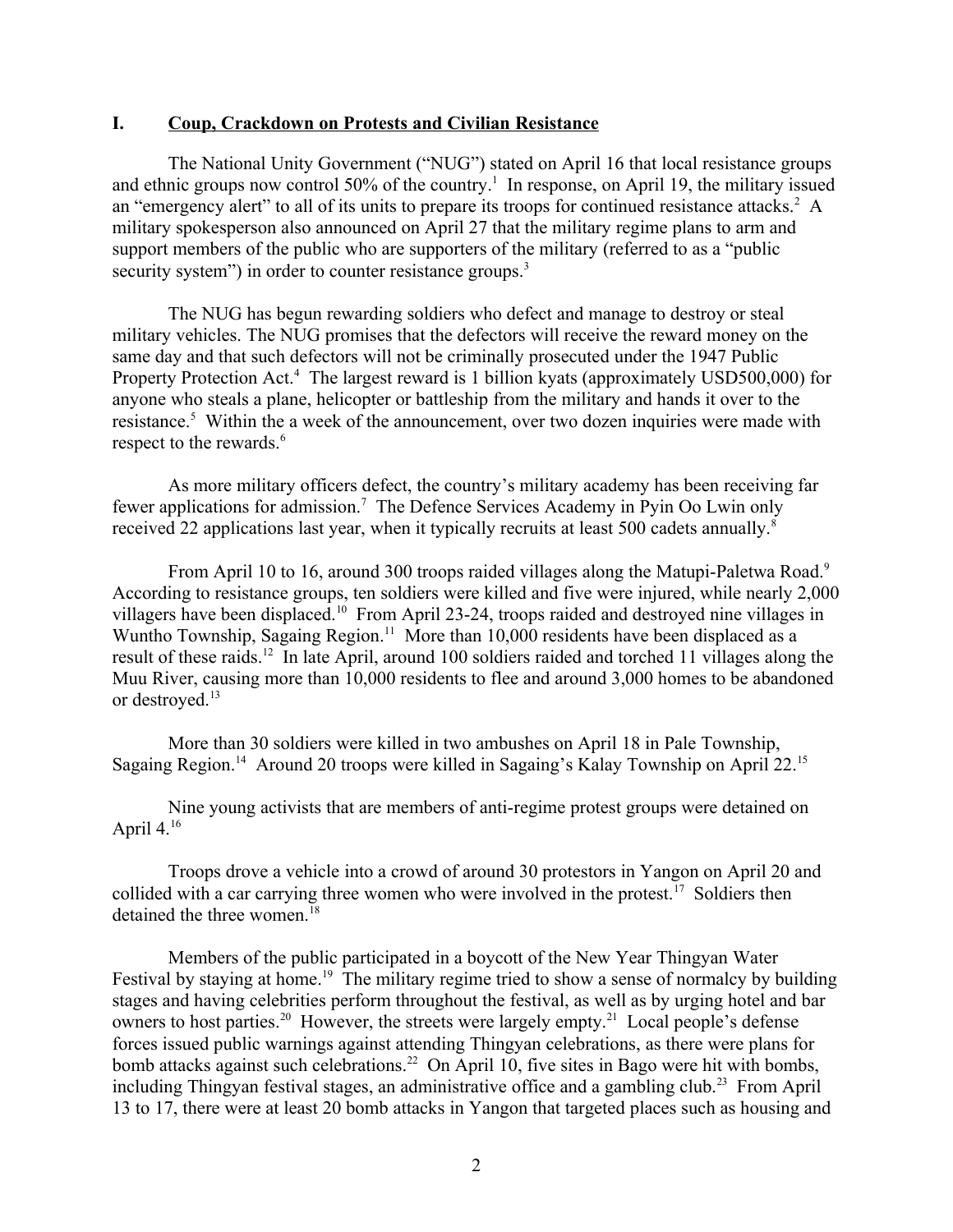## I. Coup, Crackdown on Protests and Civilian Resistance

The National Unity Government ("NUG") stated on April 16 that local resistance groups and ethnic groups now control 50% of the country.[1] In response, on April 19, the military issued an "emergency alert" to all of its units to prepare its troops for continued resistance attacks.[2] A military spokesperson also announced on April 27 that the military regime plans to arm and support members of the public who are supporters of the military (referred to as a "public security system") in order to counter resistance groups.[3]

The NUG has begun rewarding soldiers who defect and manage to destroy or steal military vehicles. The NUG promises that the defectors will receive the reward money on the same day and that such defectors will not be criminally prosecuted under the 1947 Public Property Protection Act.[4] The largest reward is 1 billion kyats (approximately USD500,000) for anyone who steals a plane, helicopter or battleship from the military and hands it over to the resistance.[5] Within the a week of the announcement, over two dozen inquiries were made with respect to the rewards.[6]

As more military officers defect, the country's military academy has been receiving far fewer applications for admission.[7] The Defence Services Academy in Pyin Oo Lwin only received 22 applications last year, when it typically recruits at least 500 cadets annually.[8]

From April 10 to 16, around 300 troops raided villages along the Matupi-Paletwa Road.[9] According to resistance groups, ten soldiers were killed and five were injured, while nearly 2,000 villagers have been displaced.[10] From April 23-24, troops raided and destroyed nine villages in Wuntho Township, Sagaing Region.[11] More than 10,000 residents have been displaced as a result of these raids.[12] In late April, around 100 soldiers raided and torched 11 villages along the Muu River, causing more than 10,000 residents to flee and around 3,000 homes to be abandoned or destroyed.[13]

More than 30 soldiers were killed in two ambushes on April 18 in Pale Township, Sagaing Region.[14] Around 20 troops were killed in Sagaing's Kalay Township on April 22.[15]

Nine young activists that are members of anti-regime protest groups were detained on April 4.[16]

Troops drove a vehicle into a crowd of around 30 protestors in Yangon on April 20 and collided with a car carrying three women who were involved in the protest.[17] Soldiers then detained the three women.[18]

Members of the public participated in a boycott of the New Year Thingyan Water Festival by staying at home.[19] The military regime tried to show a sense of normalcy by building stages and having celebrities perform throughout the festival, as well as by urging hotel and bar owners to host parties.[20] However, the streets were largely empty.[21] Local people's defense forces issued public warnings against attending Thingyan celebrations, as there were plans for bomb attacks against such celebrations.[22] On April 10, five sites in Bago were hit with bombs, including Thingyan festival stages, an administrative office and a gambling club.[23] From April 13 to 17, there were at least 20 bomb attacks in Yangon that targeted places such as housing and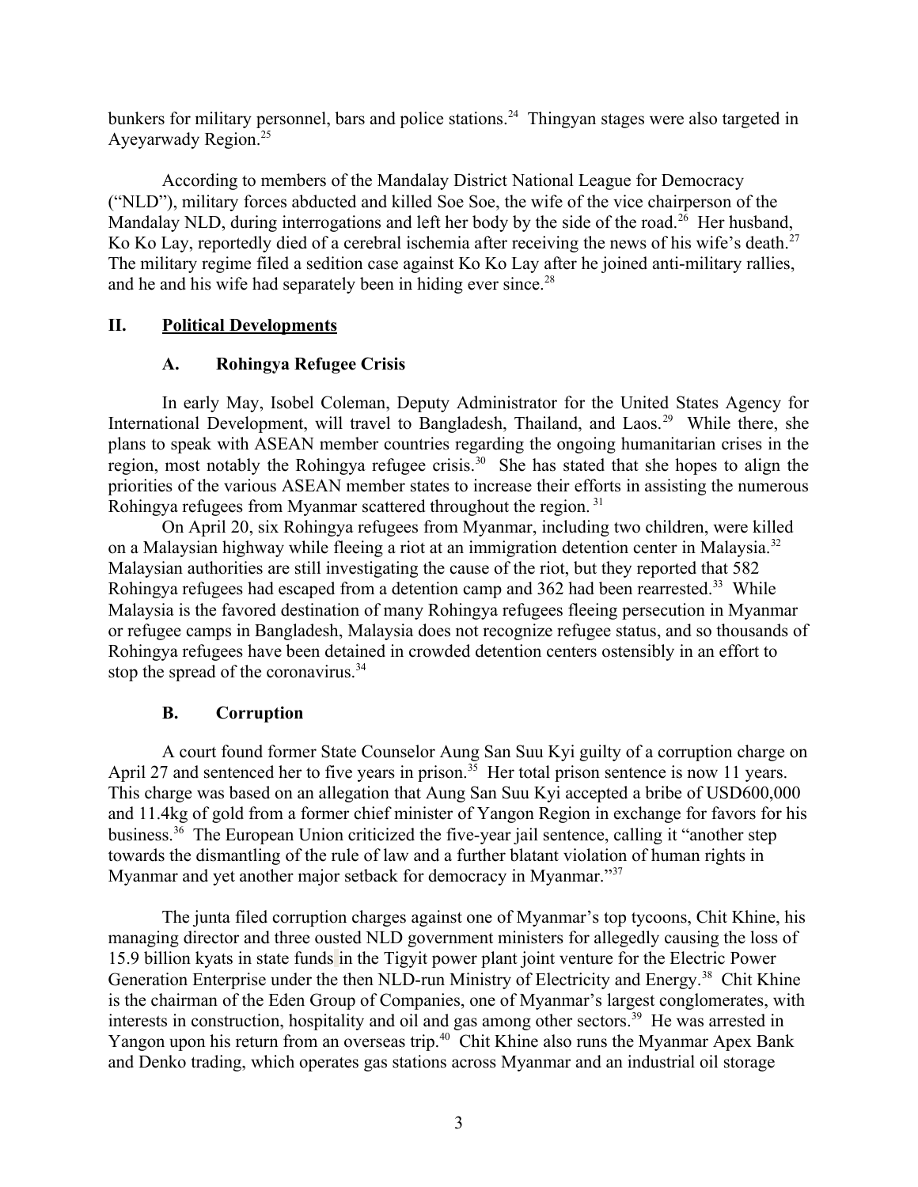bunkers for military personnel, bars and police stations.[24] Thingyan stages were also targeted in Ayeyarwady Region.[25]

According to members of the Mandalay District National League for Democracy ("NLD"), military forces abducted and killed Soe Soe, the wife of the vice chairperson of the Mandalay NLD, during interrogations and left her body by the side of the road.[26] Her husband, Ko Ko Lay, reportedly died of a cerebral ischemia after receiving the news of his wife's death.[27] The military regime filed a sedition case against Ko Ko Lay after he joined anti-military rallies, and he and his wife had separately been in hiding ever since.[28]

## II. Political Developments

### A. Rohingya Refugee Crisis

In early May, Isobel Coleman, Deputy Administrator for the United States Agency for International Development, will travel to Bangladesh, Thailand, and Laos.[29] While there, she plans to speak with ASEAN member countries regarding the ongoing humanitarian crises in the region, most notably the Rohingya refugee crisis.[30] She has stated that she hopes to align the priorities of the various ASEAN member states to increase their efforts in assisting the numerous Rohingya refugees from Myanmar scattered throughout the region.[31]

On April 20, six Rohingya refugees from Myanmar, including two children, were killed on a Malaysian highway while fleeing a riot at an immigration detention center in Malaysia.[32] Malaysian authorities are still investigating the cause of the riot, but they reported that 582 Rohingya refugees had escaped from a detention camp and 362 had been rearrested.[33] While Malaysia is the favored destination of many Rohingya refugees fleeing persecution in Myanmar or refugee camps in Bangladesh, Malaysia does not recognize refugee status, and so thousands of Rohingya refugees have been detained in crowded detention centers ostensibly in an effort to stop the spread of the coronavirus.[34]

### B. Corruption

A court found former State Counselor Aung San Suu Kyi guilty of a corruption charge on April 27 and sentenced her to five years in prison.[35] Her total prison sentence is now 11 years. This charge was based on an allegation that Aung San Suu Kyi accepted a bribe of USD600,000 and 11.4kg of gold from a former chief minister of Yangon Region in exchange for favors for his business.[36] The European Union criticized the five-year jail sentence, calling it "another step towards the dismantling of the rule of law and a further blatant violation of human rights in Myanmar and yet another major setback for democracy in Myanmar."[37]

The junta filed corruption charges against one of Myanmar's top tycoons, Chit Khine, his managing director and three ousted NLD government ministers for allegedly causing the loss of 15.9 billion kyats in state funds in the Tigyit power plant joint venture for the Electric Power Generation Enterprise under the then NLD-run Ministry of Electricity and Energy.[38] Chit Khine is the chairman of the Eden Group of Companies, one of Myanmar's largest conglomerates, with interests in construction, hospitality and oil and gas among other sectors.[39] He was arrested in Yangon upon his return from an overseas trip.[40] Chit Khine also runs the Myanmar Apex Bank and Denko trading, which operates gas stations across Myanmar and an industrial oil storage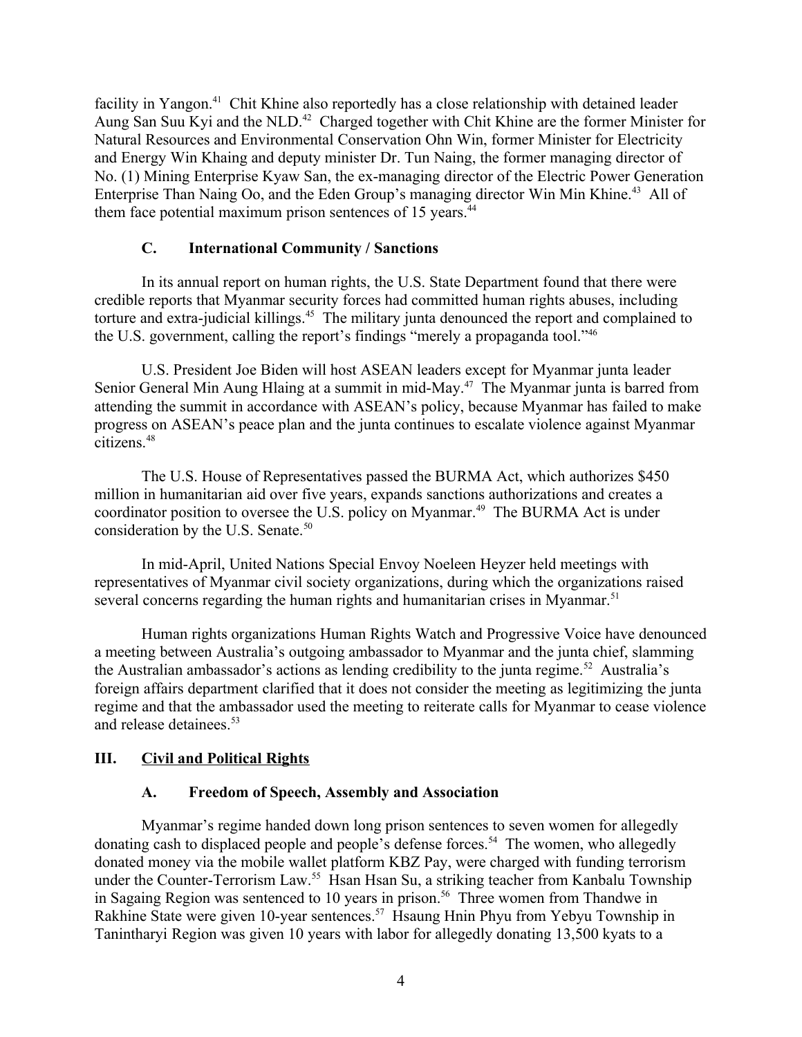facility in Yangon.[41] Chit Khine also reportedly has a close relationship with detained leader Aung San Suu Kyi and the NLD.[42] Charged together with Chit Khine are the former Minister for Natural Resources and Environmental Conservation Ohn Win, former Minister for Electricity and Energy Win Khaing and deputy minister Dr. Tun Naing, the former managing director of No. (1) Mining Enterprise Kyaw San, the ex-managing director of the Electric Power Generation Enterprise Than Naing Oo, and the Eden Group's managing director Win Min Khine.[43] All of them face potential maximum prison sentences of 15 years.[44]

### C. International Community / Sanctions

In its annual report on human rights, the U.S. State Department found that there were credible reports that Myanmar security forces had committed human rights abuses, including torture and extra-judicial killings.[45] The military junta denounced the report and complained to the U.S. government, calling the report's findings "merely a propaganda tool."[46]

U.S. President Joe Biden will host ASEAN leaders except for Myanmar junta leader Senior General Min Aung Hlaing at a summit in mid-May.[47] The Myanmar junta is barred from attending the summit in accordance with ASEAN's policy, because Myanmar has failed to make progress on ASEAN's peace plan and the junta continues to escalate violence against Myanmar citizens.[48]

The U.S. House of Representatives passed the BURMA Act, which authorizes $450 million in humanitarian aid over five years, expands sanctions authorizations and creates a coordinator position to oversee the U.S. policy on Myanmar.[49] The BURMA Act is under consideration by the U.S. Senate.[50]

In mid-April, United Nations Special Envoy Noeleen Heyzer held meetings with representatives of Myanmar civil society organizations, during which the organizations raised several concerns regarding the human rights and humanitarian crises in Myanmar.[51]

Human rights organizations Human Rights Watch and Progressive Voice have denounced a meeting between Australia's outgoing ambassador to Myanmar and the junta chief, slamming the Australian ambassador's actions as lending credibility to the junta regime.[52] Australia's foreign affairs department clarified that it does not consider the meeting as legitimizing the junta regime and that the ambassador used the meeting to reiterate calls for Myanmar to cease violence and release detainees.[53]

## III. Civil and Political Rights

### A. Freedom of Speech, Assembly and Association

Myanmar's regime handed down long prison sentences to seven women for allegedly donating cash to displaced people and people's defense forces.[54] The women, who allegedly donated money via the mobile wallet platform KBZ Pay, were charged with funding terrorism under the Counter-Terrorism Law.[55] Hsan Hsan Su, a striking teacher from Kanbalu Township in Sagaing Region was sentenced to 10 years in prison.[56] Three women from Thandwe in Rakhine State were given 10-year sentences.[57] Hsaung Hnin Phyu from Yebyu Township in Tanintharyi Region was given 10 years with labor for allegedly donating 13,500 kyats to a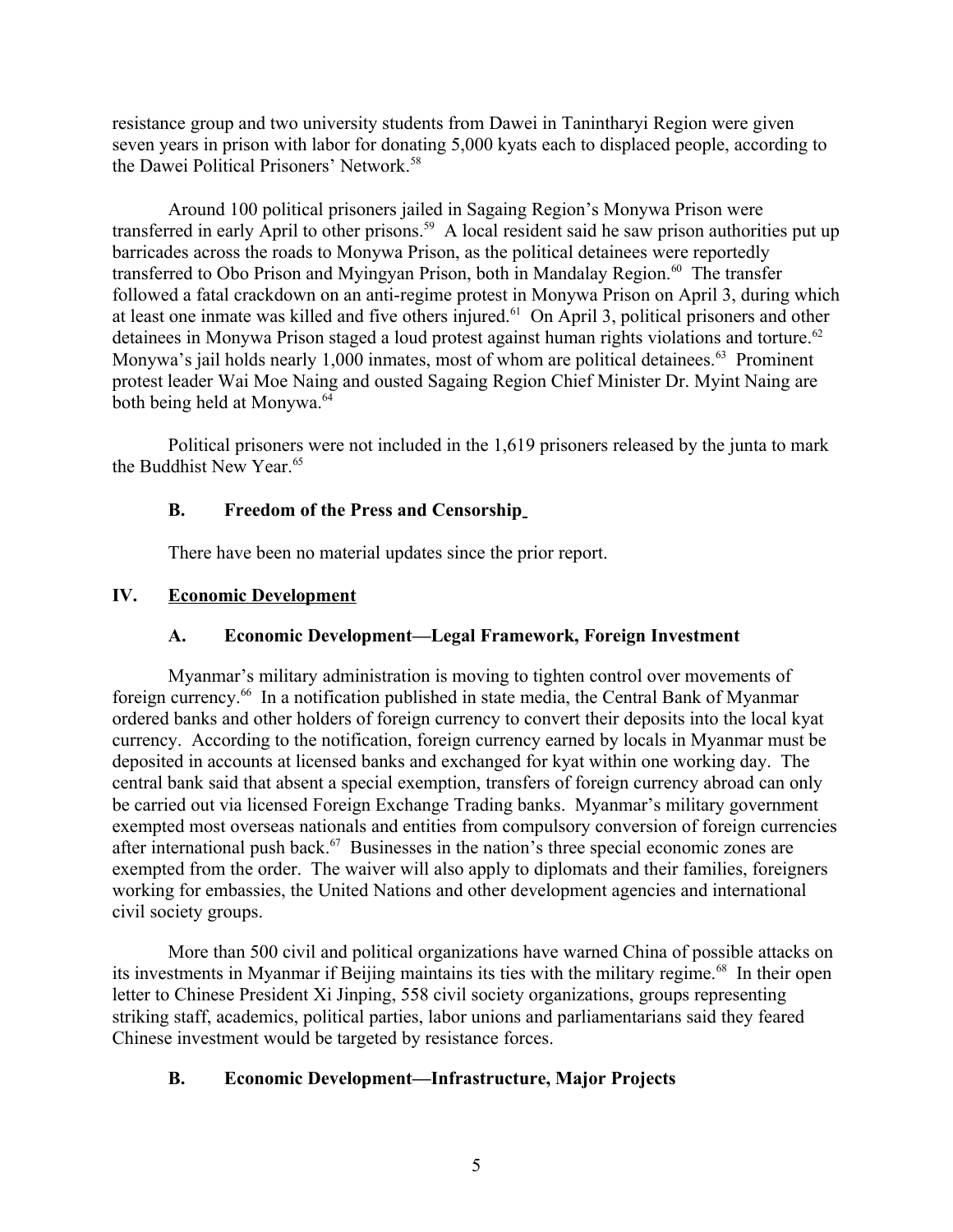resistance group and two university students from Dawei in Tanintharyi Region were given seven years in prison with labor for donating 5,000 kyats each to displaced people, according to the Dawei Political Prisoners' Network.[58]

Around 100 political prisoners jailed in Sagaing Region's Monywa Prison were transferred in early April to other prisons.[59] A local resident said he saw prison authorities put up barricades across the roads to Monywa Prison, as the political detainees were reportedly transferred to Obo Prison and Myingyan Prison, both in Mandalay Region.[60] The transfer followed a fatal crackdown on an anti-regime protest in Monywa Prison on April 3, during which at least one inmate was killed and five others injured.[61] On April 3, political prisoners and other detainees in Monywa Prison staged a loud protest against human rights violations and torture.[62] Monywa's jail holds nearly 1,000 inmates, most of whom are political detainees.[63] Prominent protest leader Wai Moe Naing and ousted Sagaing Region Chief Minister Dr. Myint Naing are both being held at Monywa.[64]

Political prisoners were not included in the 1,619 prisoners released by the junta to mark the Buddhist New Year.[65]

### B. Freedom of the Press and Censorship

There have been no material updates since the prior report.

## IV. Economic Development

### A. Economic Development—Legal Framework, Foreign Investment

Myanmar's military administration is moving to tighten control over movements of foreign currency.[66] In a notification published in state media, the Central Bank of Myanmar ordered banks and other holders of foreign currency to convert their deposits into the local kyat currency. According to the notification, foreign currency earned by locals in Myanmar must be deposited in accounts at licensed banks and exchanged for kyat within one working day. The central bank said that absent a special exemption, transfers of foreign currency abroad can only be carried out via licensed Foreign Exchange Trading banks. Myanmar's military government exempted most overseas nationals and entities from compulsory conversion of foreign currencies after international push back.[67] Businesses in the nation's three special economic zones are exempted from the order. The waiver will also apply to diplomats and their families, foreigners working for embassies, the United Nations and other development agencies and international civil society groups.

More than 500 civil and political organizations have warned China of possible attacks on its investments in Myanmar if Beijing maintains its ties with the military regime.[68] In their open letter to Chinese President Xi Jinping, 558 civil society organizations, groups representing striking staff, academics, political parties, labor unions and parliamentarians said they feared Chinese investment would be targeted by resistance forces.

### B. Economic Development—Infrastructure, Major Projects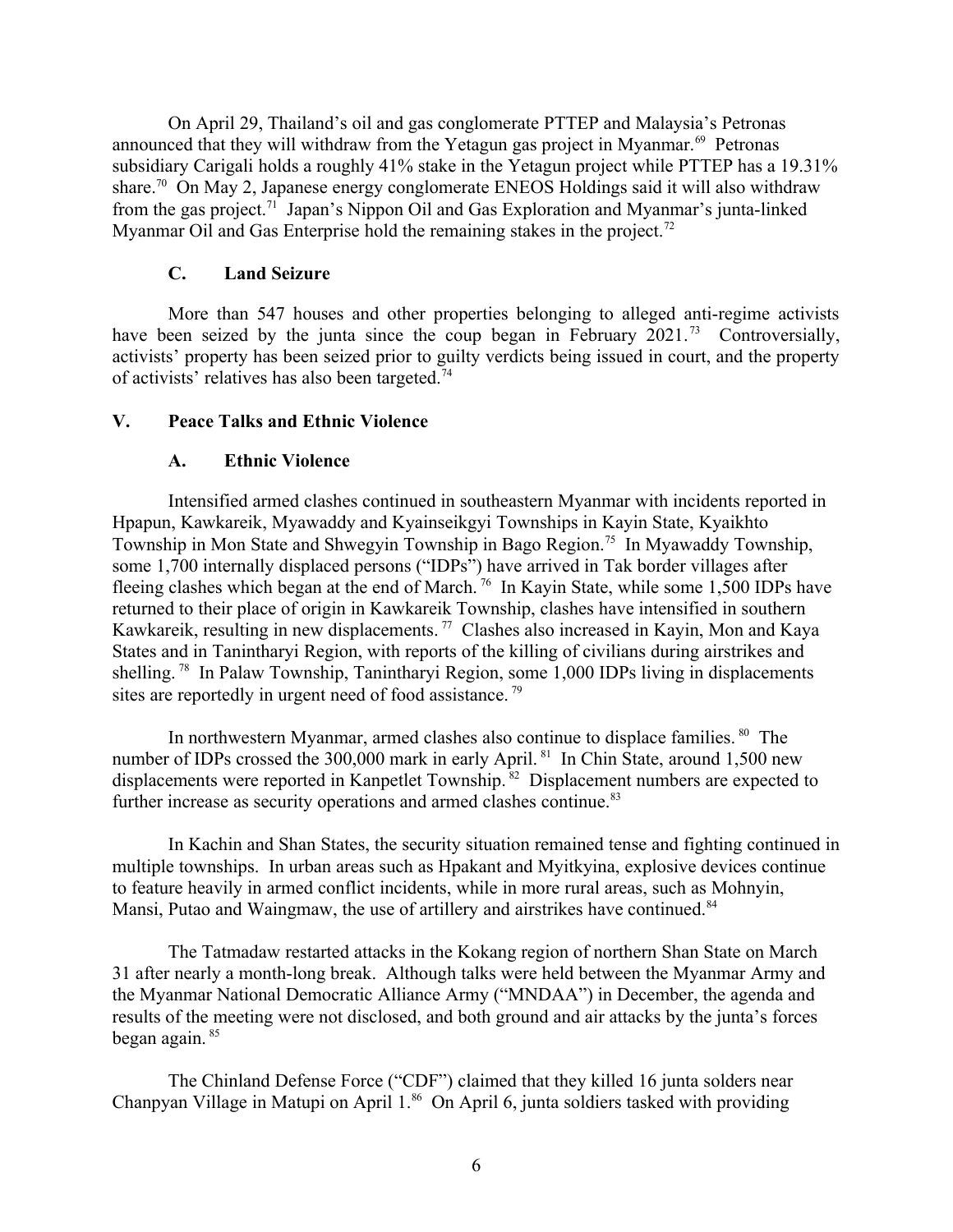On April 29, Thailand's oil and gas conglomerate PTTEP and Malaysia's Petronas announced that they will withdraw from the Yetagun gas project in Myanmar.[69] Petronas subsidiary Carigali holds a roughly 41% stake in the Yetagun project while PTTEP has a 19.31% share.[70] On May 2, Japanese energy conglomerate ENEOS Holdings said it will also withdraw from the gas project.[71] Japan's Nippon Oil and Gas Exploration and Myanmar's junta-linked Myanmar Oil and Gas Enterprise hold the remaining stakes in the project.[72]

### C. Land Seizure

More than 547 houses and other properties belonging to alleged anti-regime activists have been seized by the junta since the coup began in February 2021.[73] Controversially, activists' property has been seized prior to guilty verdicts being issued in court, and the property of activists' relatives has also been targeted.[74]

## V. Peace Talks and Ethnic Violence

### A. Ethnic Violence

Intensified armed clashes continued in southeastern Myanmar with incidents reported in Hpapun, Kawkareik, Myawaddy and Kyainseikgyi Townships in Kayin State, Kyaikhto Township in Mon State and Shwegyin Township in Bago Region.[75] In Myawaddy Township, some 1,700 internally displaced persons ("IDPs") have arrived in Tak border villages after fleeing clashes which began at the end of March.[76] In Kayin State, while some 1,500 IDPs have returned to their place of origin in Kawkareik Township, clashes have intensified in southern Kawkareik, resulting in new displacements.[77] Clashes also increased in Kayin, Mon and Kaya States and in Tanintharyi Region, with reports of the killing of civilians during airstrikes and shelling.[78] In Palaw Township, Tanintharyi Region, some 1,000 IDPs living in displacements sites are reportedly in urgent need of food assistance.[79]

In northwestern Myanmar, armed clashes also continue to displace families.[80] The number of IDPs crossed the 300,000 mark in early April.[81] In Chin State, around 1,500 new displacements were reported in Kanpetlet Township.[82] Displacement numbers are expected to further increase as security operations and armed clashes continue.[83]

In Kachin and Shan States, the security situation remained tense and fighting continued in multiple townships. In urban areas such as Hpakant and Myitkyina, explosive devices continue to feature heavily in armed conflict incidents, while in more rural areas, such as Mohnyin, Mansi, Putao and Waingmaw, the use of artillery and airstrikes have continued.[84]

The Tatmadaw restarted attacks in the Kokang region of northern Shan State on March 31 after nearly a month-long break. Although talks were held between the Myanmar Army and the Myanmar National Democratic Alliance Army ("MNDAA") in December, the agenda and results of the meeting were not disclosed, and both ground and air attacks by the junta's forces began again.[85]

The Chinland Defense Force ("CDF") claimed that they killed 16 junta solders near Chanpyan Village in Matupi on April 1.[86] On April 6, junta soldiers tasked with providing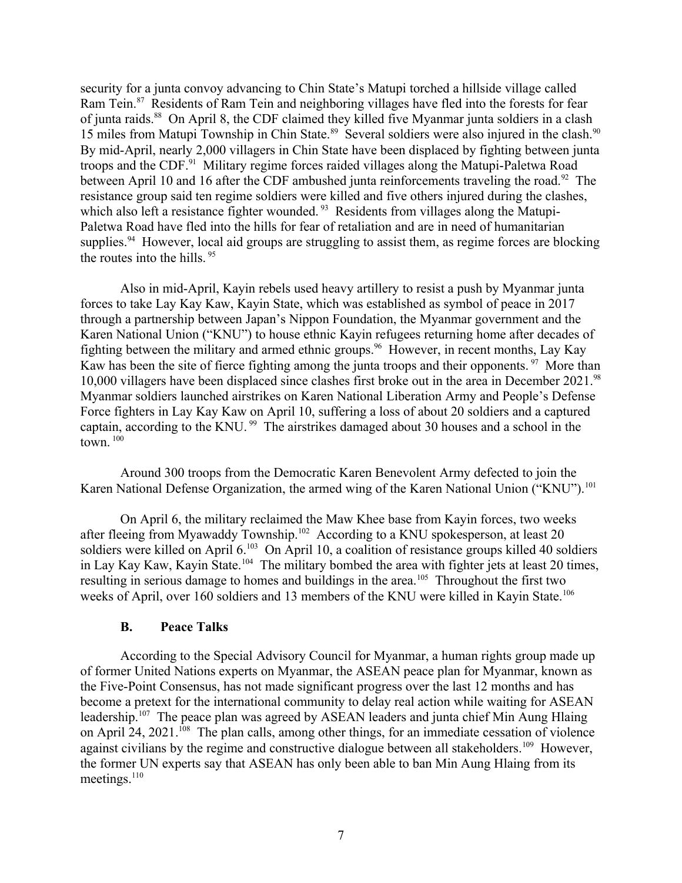security for a junta convoy advancing to Chin State's Matupi torched a hillside village called Ram Tein.[87] Residents of Ram Tein and neighboring villages have fled into the forests for fear of junta raids.[88] On April 8, the CDF claimed they killed five Myanmar junta soldiers in a clash 15 miles from Matupi Township in Chin State.[89] Several soldiers were also injured in the clash.[90] By mid-April, nearly 2,000 villagers in Chin State have been displaced by fighting between junta troops and the CDF.[91] Military regime forces raided villages along the Matupi-Paletwa Road between April 10 and 16 after the CDF ambushed junta reinforcements traveling the road.[92] The resistance group said ten regime soldiers were killed and five others injured during the clashes, which also left a resistance fighter wounded.[93] Residents from villages along the Matupi-Paletwa Road have fled into the hills for fear of retaliation and are in need of humanitarian supplies.[94] However, local aid groups are struggling to assist them, as regime forces are blocking the routes into the hills.[95]

Also in mid-April, Kayin rebels used heavy artillery to resist a push by Myanmar junta forces to take Lay Kay Kaw, Kayin State, which was established as symbol of peace in 2017 through a partnership between Japan's Nippon Foundation, the Myanmar government and the Karen National Union ("KNU") to house ethnic Kayin refugees returning home after decades of fighting between the military and armed ethnic groups.[96] However, in recent months, Lay Kay Kaw has been the site of fierce fighting among the junta troops and their opponents.[97] More than 10,000 villagers have been displaced since clashes first broke out in the area in December 2021.[98] Myanmar soldiers launched airstrikes on Karen National Liberation Army and People's Defense Force fighters in Lay Kay Kaw on April 10, suffering a loss of about 20 soldiers and a captured captain, according to the KNU.[99] The airstrikes damaged about 30 houses and a school in the town.[100]

Around 300 troops from the Democratic Karen Benevolent Army defected to join the Karen National Defense Organization, the armed wing of the Karen National Union ("KNU").[101]

On April 6, the military reclaimed the Maw Khee base from Kayin forces, two weeks after fleeing from Myawaddy Township.[102] According to a KNU spokesperson, at least 20 soldiers were killed on April 6.[103] On April 10, a coalition of resistance groups killed 40 soldiers in Lay Kay Kaw, Kayin State.[104] The military bombed the area with fighter jets at least 20 times, resulting in serious damage to homes and buildings in the area.[105] Throughout the first two weeks of April, over 160 soldiers and 13 members of the KNU were killed in Kayin State.[106]

### B. Peace Talks

According to the Special Advisory Council for Myanmar, a human rights group made up of former United Nations experts on Myanmar, the ASEAN peace plan for Myanmar, known as the Five-Point Consensus, has not made significant progress over the last 12 months and has become a pretext for the international community to delay real action while waiting for ASEAN leadership.[107] The peace plan was agreed by ASEAN leaders and junta chief Min Aung Hlaing on April 24, 2021.[108] The plan calls, among other things, for an immediate cessation of violence against civilians by the regime and constructive dialogue between all stakeholders.[109] However, the former UN experts say that ASEAN has only been able to ban Min Aung Hlaing from its meetings.[110]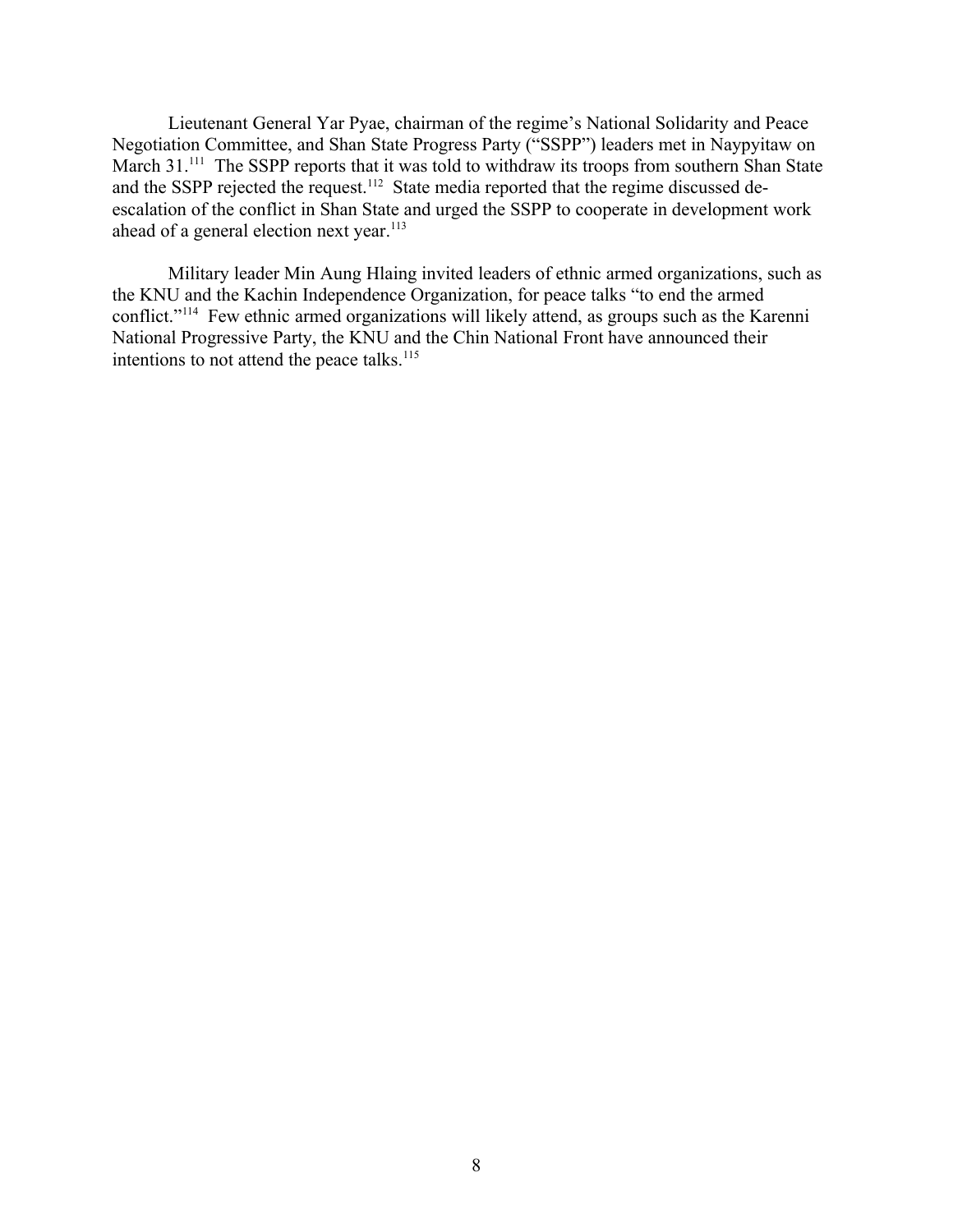Lieutenant General Yar Pyae, chairman of the regime's National Solidarity and Peace Negotiation Committee, and Shan State Progress Party ("SSPP") leaders met in Naypyitaw on March 31.[111] The SSPP reports that it was told to withdraw its troops from southern Shan State and the SSPP rejected the request.[112] State media reported that the regime discussed de-escalation of the conflict in Shan State and urged the SSPP to cooperate in development work ahead of a general election next year.[113]

Military leader Min Aung Hlaing invited leaders of ethnic armed organizations, such as the KNU and the Kachin Independence Organization, for peace talks "to end the armed conflict."[114] Few ethnic armed organizations will likely attend, as groups such as the Karenni National Progressive Party, the KNU and the Chin National Front have announced their intentions to not attend the peace talks.[115]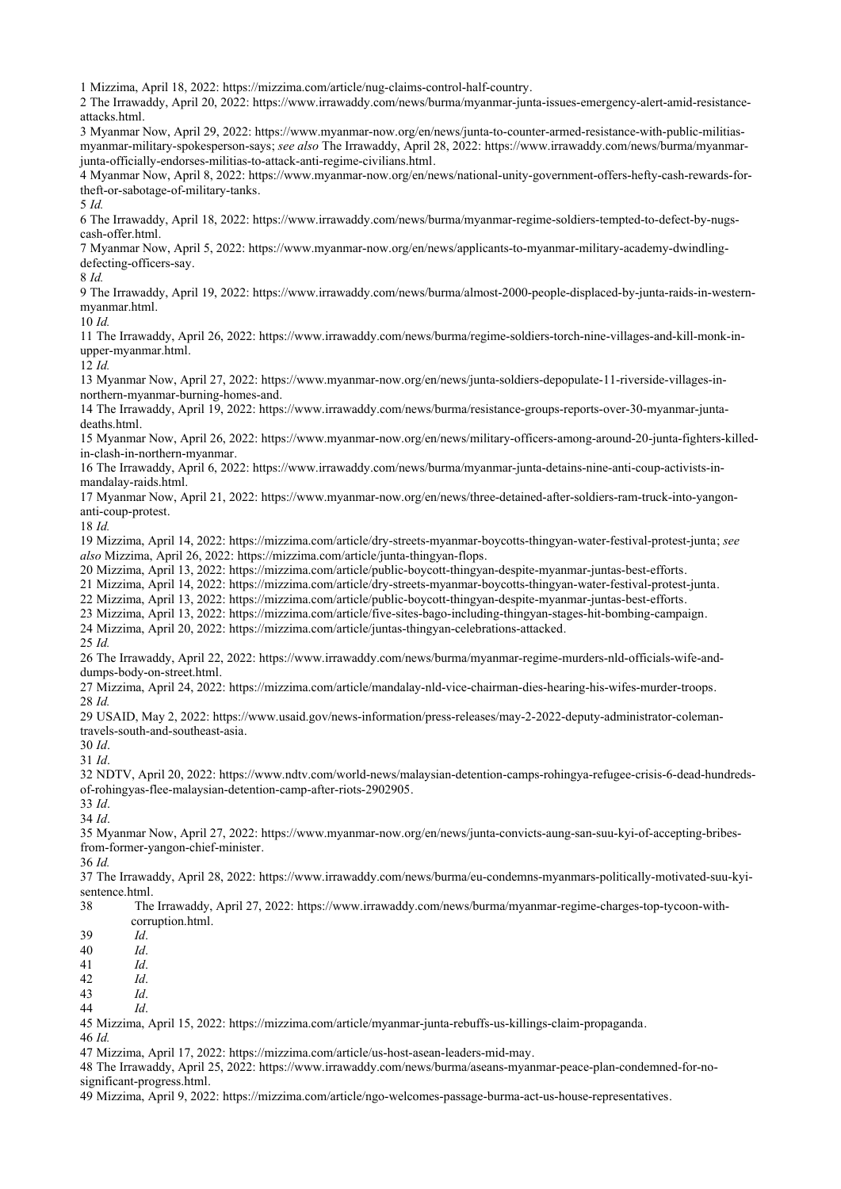1 Mizzima, April 18, 2022: https://mizzima.com/article/nug-claims-control-half-country.

2 The Irrawaddy, April 20, 2022: https://www.irrawaddy.com/news/burma/myanmar-junta-issues-emergency-alert-amid-resistance-attacks.html.

3 Myanmar Now, April 29, 2022: https://www.myanmar-now.org/en/news/junta-to-counter-armed-resistance-with-public-militias-myanmar-military-spokesperson-says; *see also* The Irrawaddy, April 28, 2022: https://www.irrawaddy.com/news/burma/myanmar-junta-officially-endorses-militias-to-attack-anti-regime-civilians.html.

4 Myanmar Now, April 8, 2022: https://www.myanmar-now.org/en/news/national-unity-government-offers-hefty-cash-rewards-for-theft-or-sabotage-of-military-tanks.

5 *Id.*

6 The Irrawaddy, April 18, 2022: https://www.irrawaddy.com/news/burma/myanmar-regime-soldiers-tempted-to-defect-by-nugs-cash-offer.html.

7 Myanmar Now, April 5, 2022: https://www.myanmar-now.org/en/news/applicants-to-myanmar-military-academy-dwindling-defecting-officers-say.

8 *Id.*

9 The Irrawaddy, April 19, 2022: https://www.irrawaddy.com/news/burma/almost-2000-people-displaced-by-junta-raids-in-western-myanmar.html.

10 *Id.*

11 The Irrawaddy, April 26, 2022: https://www.irrawaddy.com/news/burma/regime-soldiers-torch-nine-villages-and-kill-monk-in-upper-myanmar.html.

12 *Id.*

13 Myanmar Now, April 27, 2022: https://www.myanmar-now.org/en/news/junta-soldiers-depopulate-11-riverside-villages-in-northern-myanmar-burning-homes-and.

14 The Irrawaddy, April 19, 2022: https://www.irrawaddy.com/news/burma/resistance-groups-reports-over-30-myanmar-junta-deaths.html.

15 Myanmar Now, April 26, 2022: https://www.myanmar-now.org/en/news/military-officers-among-around-20-junta-fighters-killed-in-clash-in-northern-myanmar.

16 The Irrawaddy, April 6, 2022: https://www.irrawaddy.com/news/burma/myanmar-junta-detains-nine-anti-coup-activists-in-mandalay-raids.html.

17 Myanmar Now, April 21, 2022: https://www.myanmar-now.org/en/news/three-detained-after-soldiers-ram-truck-into-yangon-anti-coup-protest.

18 *Id.*

19 Mizzima, April 14, 2022: https://mizzima.com/article/dry-streets-myanmar-boycotts-thingyan-water-festival-protest-junta; *see also* Mizzima, April 26, 2022: https://mizzima.com/article/junta-thingyan-flops.

20 Mizzima, April 13, 2022: https://mizzima.com/article/public-boycott-thingyan-despite-myanmar-juntas-best-efforts.

21 Mizzima, April 14, 2022: https://mizzima.com/article/dry-streets-myanmar-boycotts-thingyan-water-festival-protest-junta.

22 Mizzima, April 13, 2022: https://mizzima.com/article/public-boycott-thingyan-despite-myanmar-juntas-best-efforts.

23 Mizzima, April 13, 2022: https://mizzima.com/article/five-sites-bago-including-thingyan-stages-hit-bombing-campaign.

24 Mizzima, April 20, 2022: https://mizzima.com/article/juntas-thingyan-celebrations-attacked.

25 *Id.*

26 The Irrawaddy, April 22, 2022: https://www.irrawaddy.com/news/burma/myanmar-regime-murders-nld-officials-wife-and-dumps-body-on-street.html.

27 Mizzima, April 24, 2022: https://mizzima.com/article/mandalay-nld-vice-chairman-dies-hearing-his-wifes-murder-troops.

28 *Id.*

29 USAID, May 2, 2022: https://www.usaid.gov/news-information/press-releases/may-2-2022-deputy-administrator-coleman-travels-south-and-southeast-asia.

30 *Id*.

31 *Id*.

32 NDTV, April 20, 2022: https://www.ndtv.com/world-news/malaysian-detention-camps-rohingya-refugee-crisis-6-dead-hundreds-of-rohingyas-flee-malaysian-detention-camp-after-riots-2902905.

33 *Id*.

34 *Id*.

35 Myanmar Now, April 27, 2022: https://www.myanmar-now.org/en/news/junta-convicts-aung-san-suu-kyi-of-accepting-bribes-from-former-yangon-chief-minister.

36 *Id.*

37 The Irrawaddy, April 28, 2022: https://www.irrawaddy.com/news/burma/eu-condemns-myanmars-politically-motivated-suu-kyi-sentence.html.

38 The Irrawaddy, April 27, 2022: https://www.irrawaddy.com/news/burma/myanmar-regime-charges-top-tycoon-with-corruption.html.

39 *Id*.

40 *Id*.

41 *Id*.

42 *Id*.

43 *Id*.

44 *Id*.

45 Mizzima, April 15, 2022: https://mizzima.com/article/myanmar-junta-rebuffs-us-killings-claim-propaganda.

46 *Id.*

47 Mizzima, April 17, 2022: https://mizzima.com/article/us-host-asean-leaders-mid-may.

48 The Irrawaddy, April 25, 2022: https://www.irrawaddy.com/news/burma/aseans-myanmar-peace-plan-condemned-for-no-significant-progress.html.

49 Mizzima, April 9, 2022: https://mizzima.com/article/ngo-welcomes-passage-burma-act-us-house-representatives.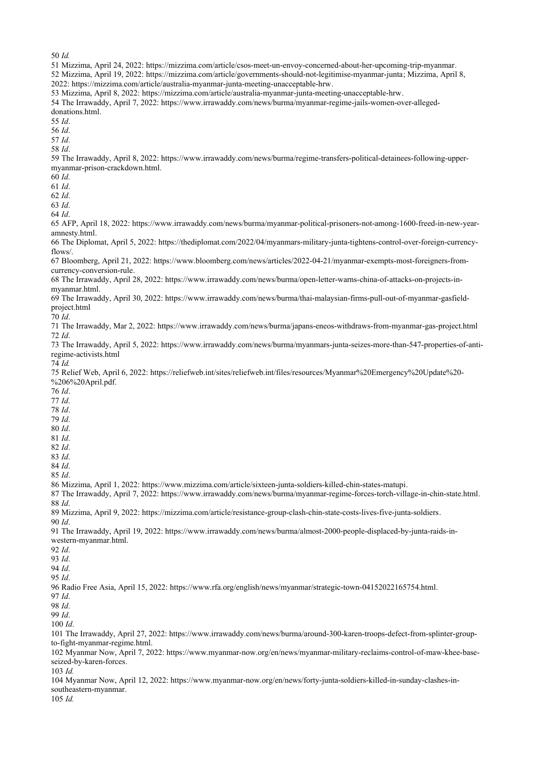50 *Id.*
51 Mizzima, April 24, 2022: https://mizzima.com/article/csos-meet-un-envoy-concerned-about-her-upcoming-trip-myanmar.
52 Mizzima, April 19, 2022: https://mizzima.com/article/governments-should-not-legitimise-myanmar-junta; Mizzima, April 8, 2022: https://mizzima.com/article/australia-myanmar-junta-meeting-unacceptable-hrw.
53 Mizzima, April 8, 2022: https://mizzima.com/article/australia-myanmar-junta-meeting-unacceptable-hrw.
54 The Irrawaddy, April 7, 2022: https://www.irrawaddy.com/news/burma/myanmar-regime-jails-women-over-alleged-donations.html.
55 *Id*.
56 *Id*.
57 *Id*.
58 *Id*.
59 The Irrawaddy, April 8, 2022: https://www.irrawaddy.com/news/burma/regime-transfers-political-detainees-following-upper-myanmar-prison-crackdown.html.
60 *Id*.
61 *Id*.
62 *Id*.
63 *Id*.
64 *Id*.
65 AFP, April 18, 2022: https://www.irrawaddy.com/news/burma/myanmar-political-prisoners-not-among-1600-freed-in-new-year-amnesty.html.
66 The Diplomat, April 5, 2022: https://thediplomat.com/2022/04/myanmars-military-junta-tightens-control-over-foreign-currency-flows/.
67 Bloomberg, April 21, 2022: https://www.bloomberg.com/news/articles/2022-04-21/myanmar-exempts-most-foreigners-from-currency-conversion-rule.
68 The Irrawaddy, April 28, 2022: https://www.irrawaddy.com/news/burma/open-letter-warns-china-of-attacks-on-projects-in-myanmar.html.
69 The Irrawaddy, April 30, 2022: https://www.irrawaddy.com/news/burma/thai-malaysian-firms-pull-out-of-myanmar-gasfield-project.html
70 *Id*.
71 The Irrawaddy, Mar 2, 2022: https://www.irrawaddy.com/news/burma/japans-eneos-withdraws-from-myanmar-gas-project.html
72 *Id*.
73 The Irrawaddy, April 5, 2022: https://www.irrawaddy.com/news/burma/myanmars-junta-seizes-more-than-547-properties-of-anti-regime-activists.html
74 *Id.*
75 Relief Web, April 6, 2022: https://reliefweb.int/sites/reliefweb.int/files/resources/Myanmar%20Emergency%20Update%20-%206%20April.pdf.
76 *Id*.
77 *Id*.
78 *Id*.
79 *Id*.
80 *Id*.
81 *Id*.
82 *Id*.
83 *Id*.
84 *Id*.
85 *Id*.
86 Mizzima, April 1, 2022: https://www.mizzima.com/article/sixteen-junta-soldiers-killed-chin-states-matupi.
87 The Irrawaddy, April 7, 2022: https://www.irrawaddy.com/news/burma/myanmar-regime-forces-torch-village-in-chin-state.html.
88 *Id*.
89 Mizzima, April 9, 2022: https://mizzima.com/article/resistance-group-clash-chin-state-costs-lives-five-junta-soldiers.
90 *Id*.
91 The Irrawaddy, April 19, 2022: https://www.irrawaddy.com/news/burma/almost-2000-people-displaced-by-junta-raids-in-western-myanmar.html.
92 *Id*.
93 *Id*.
94 *Id*.
95 *Id*.
96 Radio Free Asia, April 15, 2022: https://www.rfa.org/english/news/myanmar/strategic-town-04152022165754.html.
97 *Id*.
98 *Id*.
99 *Id*.
100 *Id*.
101 The Irrawaddy, April 27, 2022: https://www.irrawaddy.com/news/burma/around-300-karen-troops-defect-from-splinter-group-to-fight-myanmar-regime.html.
102 Myanmar Now, April 7, 2022: https://www.myanmar-now.org/en/news/myanmar-military-reclaims-control-of-maw-khee-base-seized-by-karen-forces.
103 *Id.*
104 Myanmar Now, April 12, 2022: https://www.myanmar-now.org/en/news/forty-junta-soldiers-killed-in-sunday-clashes-in-southeastern-myanmar.
105 *Id.*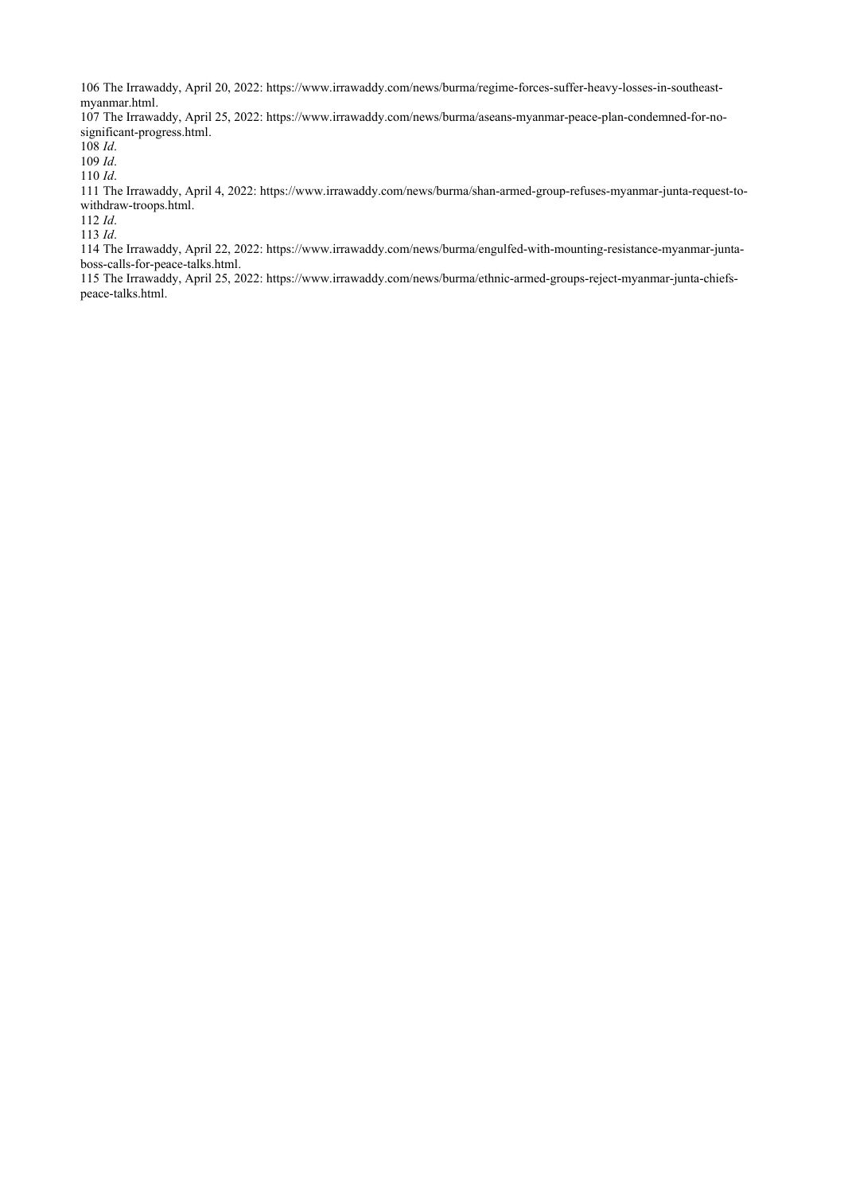106 The Irrawaddy, April 20, 2022: https://www.irrawaddy.com/news/burma/regime-forces-suffer-heavy-losses-in-southeast-myanmar.html.

107 The Irrawaddy, April 25, 2022: https://www.irrawaddy.com/news/burma/aseans-myanmar-peace-plan-condemned-for-no-significant-progress.html.

108 *Id*.

109 *Id*.

110 *Id*.

111 The Irrawaddy, April 4, 2022: https://www.irrawaddy.com/news/burma/shan-armed-group-refuses-myanmar-junta-request-to-withdraw-troops.html.

112 *Id*.

113 *Id*.

114 The Irrawaddy, April 22, 2022: https://www.irrawaddy.com/news/burma/engulfed-with-mounting-resistance-myanmar-junta-boss-calls-for-peace-talks.html.

115 The Irrawaddy, April 25, 2022: https://www.irrawaddy.com/news/burma/ethnic-armed-groups-reject-myanmar-junta-chiefs-peace-talks.html.